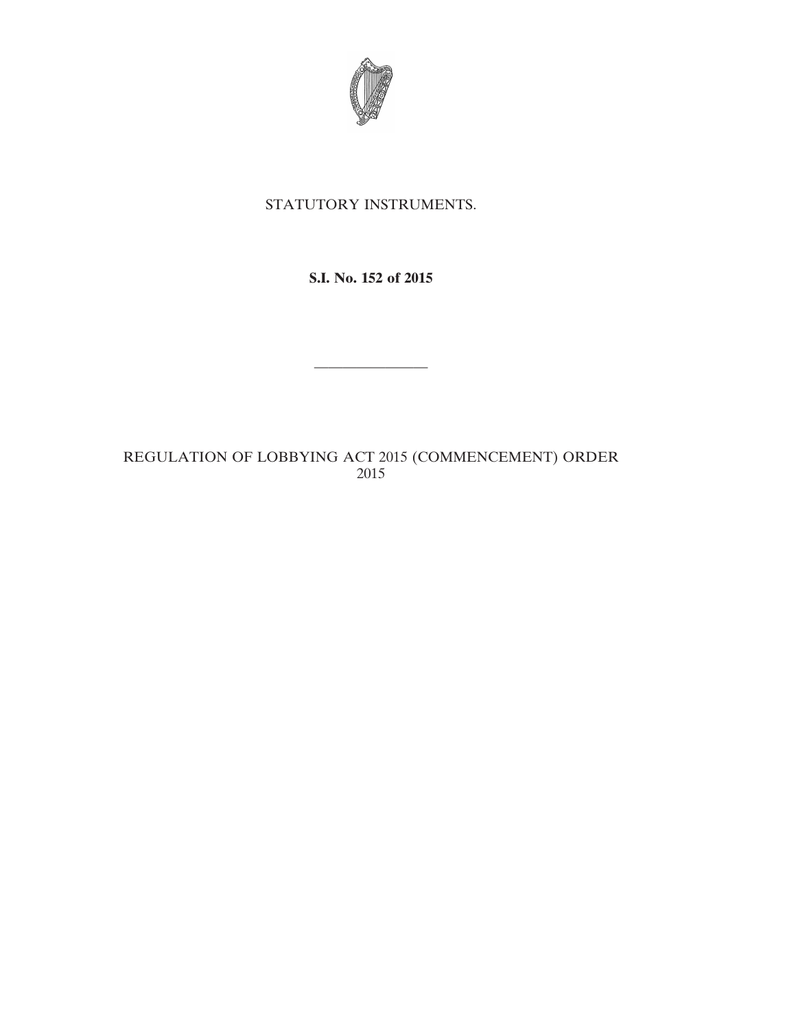STATUTORY INSTRUMENTS.

**S.I. No. 152 of 2015**

———————

REGULATION OF LOBBYING ACT 2015 (COMMENCEMENT) ORDER 2015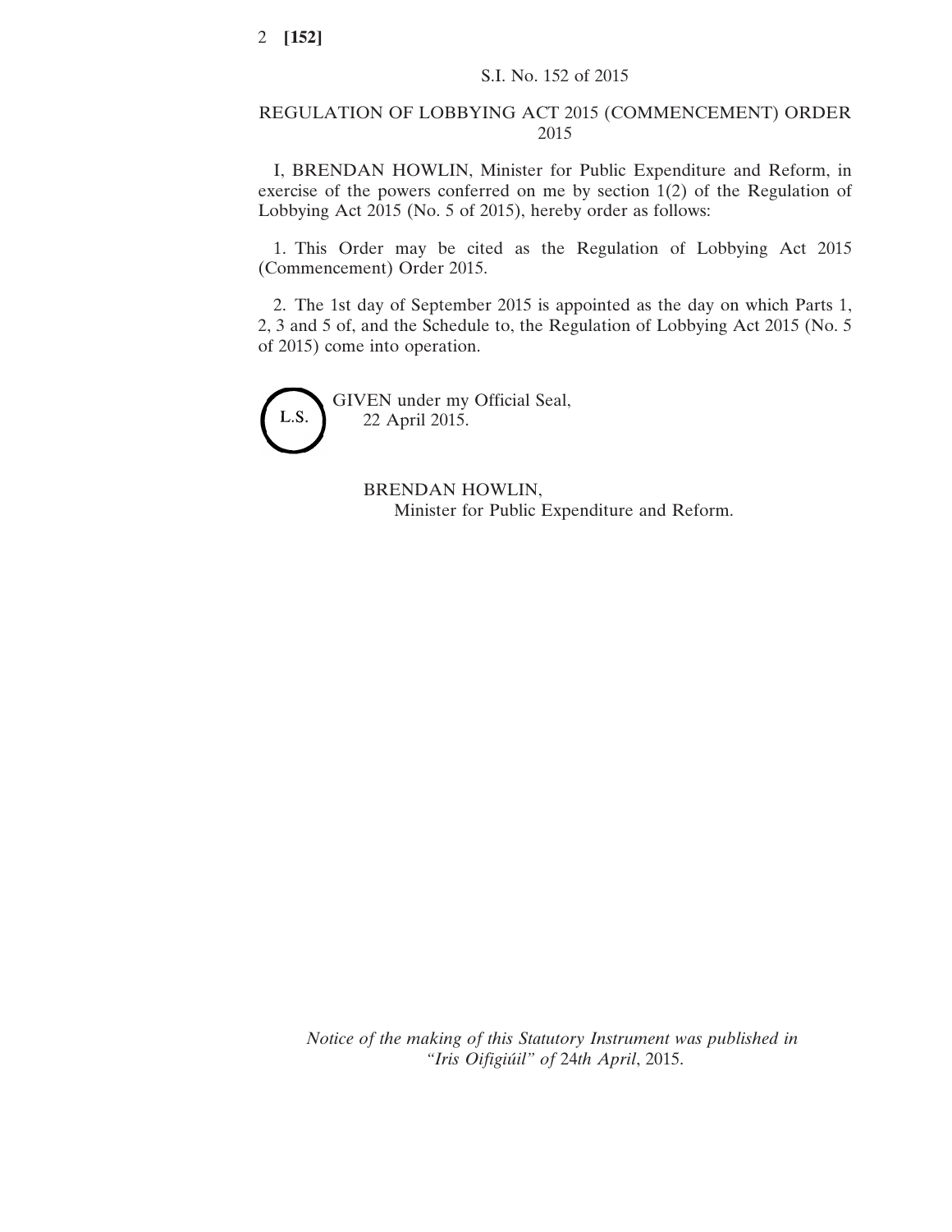S.I. No. 152 of 2015

REGULATION OF LOBBYING ACT 2015 (COMMENCEMENT) ORDER 2015

I, BRENDAN HOWLIN, Minister for Public Expenditure and Reform, in exercise of the powers conferred on me by section 1(2) of the Regulation of Lobbying Act 2015 (No. 5 of 2015), hereby order as follows:

1. This Order may be cited as the Regulation of Lobbying Act 2015 (Commencement) Order 2015.

2. The 1st day of September 2015 is appointed as the day on which Parts 1, 2, 3 and 5 of, and the Schedule to, the Regulation of Lobbying Act 2015 (No. 5 of 2015) come into operation.

L.S.

GIVEN under my Official Seal,
22 April 2015.

BRENDAN HOWLIN,
Minister for Public Expenditure and Reform.

*Notice of the making of this Statutory Instrument was published in "Iris Oifigiúil" of 24th April*, 2015.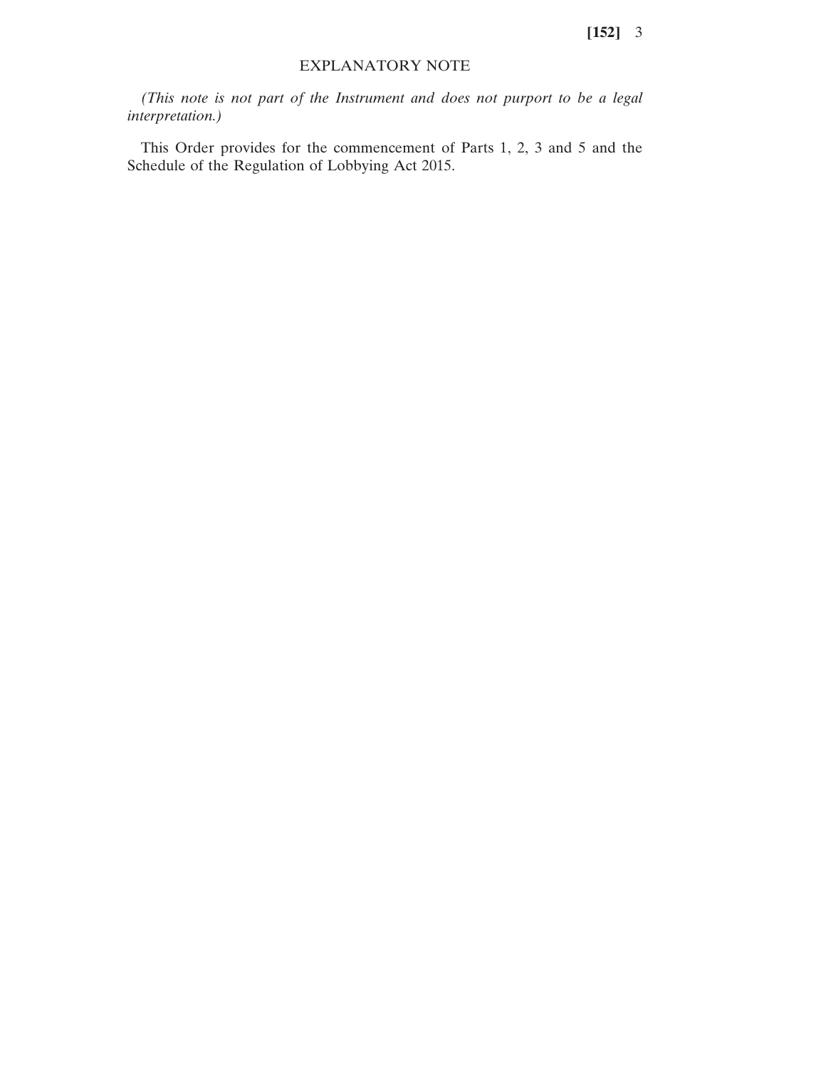## EXPLANATORY NOTE

*(This note is not part of the Instrument and does not purport to be a legal interpretation.)*

This Order provides for the commencement of Parts 1, 2, 3 and 5 and the Schedule of the Regulation of Lobbying Act 2015.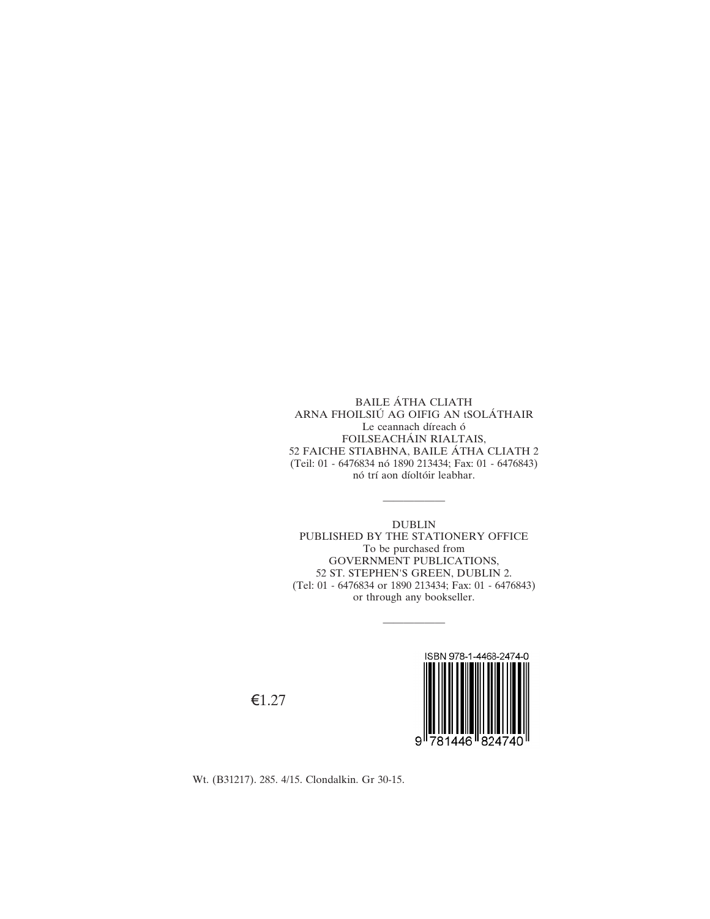BAILE ÁTHA CLIATH
ARNA FHOILSIÚ AG OIFIG AN tSOLÁTHAIR
Le ceannach díreach ó
FOILSEACHÁIN RIALTAIS,
52 FAICHE STIABHNA, BAILE ÁTHA CLIATH 2
(Teil: 01 - 6476834 nó 1890 213434; Fax: 01 - 6476843)
nó trí aon díoltóir leabhar.

---

DUBLIN
PUBLISHED BY THE STATIONERY OFFICE
To be purchased from
GOVERNMENT PUBLICATIONS,
52 ST. STEPHEN'S GREEN, DUBLIN 2.
(Tel: 01 - 6476834 or 1890 213434; Fax: 01 - 6476843)
or through any bookseller.

---

ISBN 978-1-4468-2474-0

9 781446 824740

€1.27

Wt. (B31217). 285. 4/15. Clondalkin. Gr 30-15.